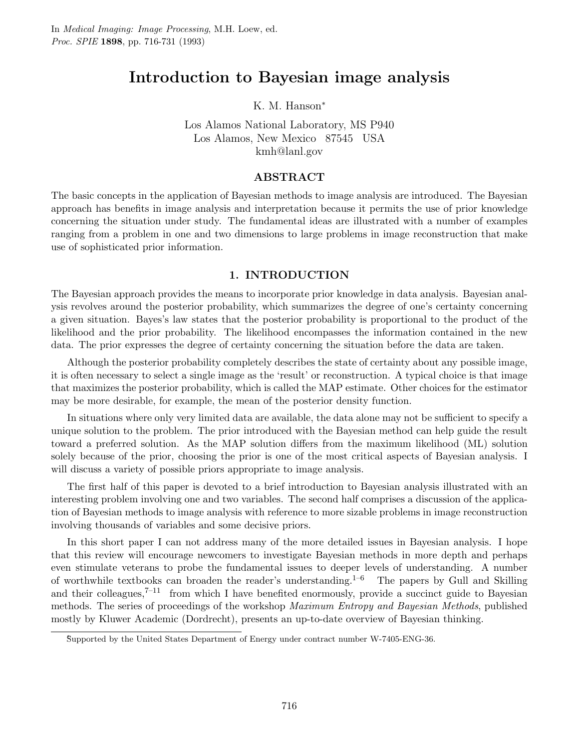In *Medical Imaging: Image Processing*, M.H. Loew, ed.
*Proc. SPIE* **1898**, pp. 716-731 (1993)

# Introduction to Bayesian image analysis

K. M. Hanson*

Los Alamos National Laboratory, MS P940
Los Alamos, New Mexico 87545 USA
kmh@lanl.gov

## ABSTRACT

The basic concepts in the application of Bayesian methods to image analysis are introduced. The Bayesian approach has benefits in image analysis and interpretation because it permits the use of prior knowledge concerning the situation under study. The fundamental ideas are illustrated with a number of examples ranging from a problem in one and two dimensions to large problems in image reconstruction that make use of sophisticated prior information.

## 1. INTRODUCTION

The Bayesian approach provides the means to incorporate prior knowledge in data analysis. Bayesian analysis revolves around the posterior probability, which summarizes the degree of one's certainty concerning a given situation. Bayes's law states that the posterior probability is proportional to the product of the likelihood and the prior probability. The likelihood encompasses the information contained in the new data. The prior expresses the degree of certainty concerning the situation before the data are taken.

Although the posterior probability completely describes the state of certainty about any possible image, it is often necessary to select a single image as the 'result' or reconstruction. A typical choice is that image that maximizes the posterior probability, which is called the MAP estimate. Other choices for the estimator may be more desirable, for example, the mean of the posterior density function.

In situations where only very limited data are available, the data alone may not be sufficient to specify a unique solution to the problem. The prior introduced with the Bayesian method can help guide the result toward a preferred solution. As the MAP solution differs from the maximum likelihood (ML) solution solely because of the prior, choosing the prior is one of the most critical aspects of Bayesian analysis. I will discuss a variety of possible priors appropriate to image analysis.

The first half of this paper is devoted to a brief introduction to Bayesian analysis illustrated with an interesting problem involving one and two variables. The second half comprises a discussion of the application of Bayesian methods to image analysis with reference to more sizable problems in image reconstruction involving thousands of variables and some decisive priors.

In this short paper I can not address many of the more detailed issues in Bayesian analysis. I hope that this review will encourage newcomers to investigate Bayesian methods in more depth and perhaps even stimulate veterans to probe the fundamental issues to deeper levels of understanding. A number of worthwhile textbooks can broaden the reader's understanding.[1–6] The papers by Gull and Skilling and their colleagues,[7–11] from which I have benefited enormously, provide a succinct guide to Bayesian methods. The series of proceedings of the workshop *Maximum Entropy and Bayesian Methods*, published mostly by Kluwer Academic (Dordrecht), presents an up-to-date overview of Bayesian thinking.

*Supported by the United States Department of Energy under contract number W-7405-ENG-36.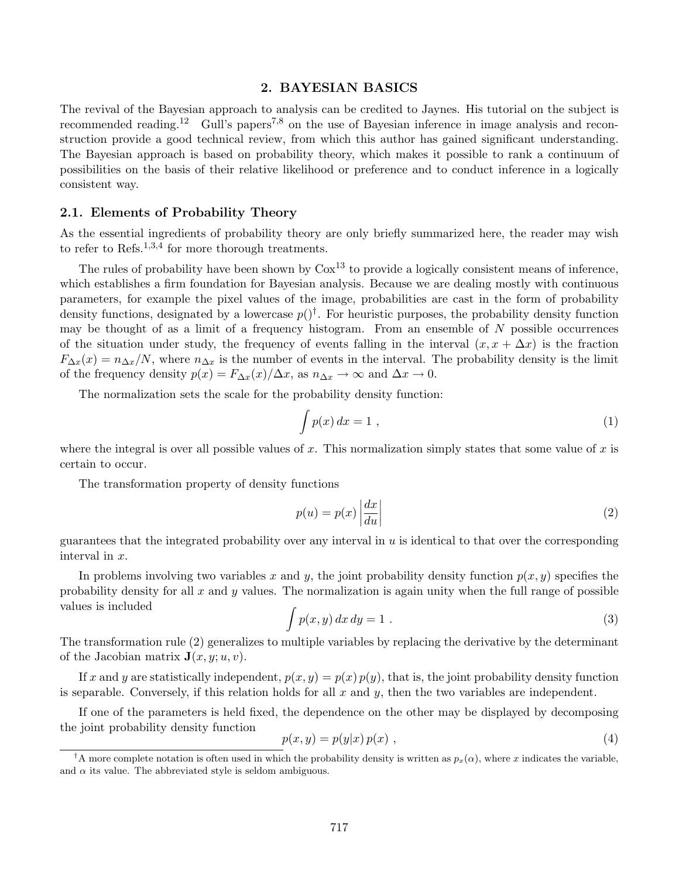## 2. BAYESIAN BASICS

The revival of the Bayesian approach to analysis can be credited to Jaynes. His tutorial on the subject is recommended reading.[12] Gull's papers[7,8] on the use of Bayesian inference in image analysis and reconstruction provide a good technical review, from which this author has gained significant understanding. The Bayesian approach is based on probability theory, which makes it possible to rank a continuum of possibilities on the basis of their relative likelihood or preference and to conduct inference in a logically consistent way.

### 2.1. Elements of Probability Theory

As the essential ingredients of probability theory are only briefly summarized here, the reader may wish to refer to Refs.[1,3,4] for more thorough treatments.

The rules of probability have been shown by Cox[13] to provide a logically consistent means of inference, which establishes a firm foundation for Bayesian analysis. Because we are dealing mostly with continuous parameters, for example the pixel values of the image, probabilities are cast in the form of probability density functions, designated by a lowercase $p()$[†]. For heuristic purposes, the probability density function may be thought of as a limit of a frequency histogram. From an ensemble of $N$ possible occurrences of the situation under study, the frequency of events falling in the interval $(x, x + \Delta x)$ is the fraction $F_{\Delta x}(x) = n_{\Delta x}/N$, where $n_{\Delta x}$ is the number of events in the interval. The probability density is the limit of the frequency density $p(x) = F_{\Delta x}(x)/\Delta x$, as $n_{\Delta x} \rightarrow \infty$ and $\Delta x \rightarrow 0$.

The normalization sets the scale for the probability density function:

$$\int p(x)\, dx = 1 \;, \tag{1}$$

where the integral is over all possible values of $x$. This normalization simply states that some value of $x$ is certain to occur.

The transformation property of density functions

$$p(u) = p(x) \left| \frac{dx}{du} \right| \tag{2}$$

guarantees that the integrated probability over any interval in $u$ is identical to that over the corresponding interval in $x$.

In problems involving two variables $x$ and $y$, the joint probability density function $p(x, y)$ specifies the probability density for all $x$ and $y$ values. The normalization is again unity when the full range of possible values is included

$$\int p(x, y)\, dx\, dy = 1 \;. \tag{3}$$

The transformation rule (2) generalizes to multiple variables by replacing the derivative by the determinant of the Jacobian matrix $\mathbf{J}(x, y; u, v)$.

If $x$ and $y$ are statistically independent, $p(x, y) = p(x)\, p(y)$, that is, the joint probability density function is separable. Conversely, if this relation holds for all $x$ and $y$, then the two variables are independent.

If one of the parameters is held fixed, the dependence on the other may be displayed by decomposing the joint probability density function

$$p(x, y) = p(y|x)\, p(x) \;, \tag{4}$$

[†] A more complete notation is often used in which the probability density is written as $p_x(\alpha)$, where $x$ indicates the variable, and $\alpha$ its value. The abbreviated style is seldom ambiguous.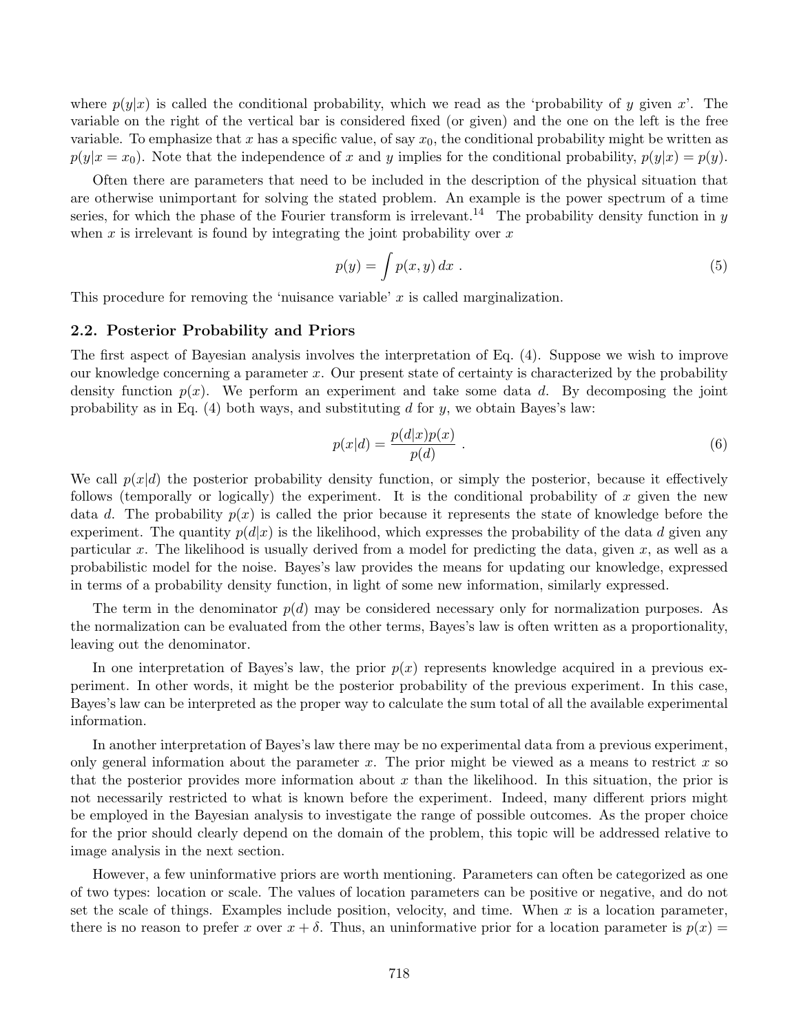where $p(y|x)$ is called the conditional probability, which we read as the 'probability of $y$ given $x$'. The variable on the right of the vertical bar is considered fixed (or given) and the one on the left is the free variable. To emphasize that $x$ has a specific value, of say $x_0$, the conditional probability might be written as $p(y|x = x_0)$. Note that the independence of $x$ and $y$ implies for the conditional probability, $p(y|x) = p(y)$.

Often there are parameters that need to be included in the description of the physical situation that are otherwise unimportant for solving the stated problem. An example is the power spectrum of a time series, for which the phase of the Fourier transform is irrelevant.[14] The probability density function in $y$ when $x$ is irrelevant is found by integrating the joint probability over $x$

$$p(y) = \int p(x, y)\, dx \; . \tag{5}$$

This procedure for removing the 'nuisance variable' $x$ is called marginalization.

## 2.2. Posterior Probability and Priors

The first aspect of Bayesian analysis involves the interpretation of Eq. (4). Suppose we wish to improve our knowledge concerning a parameter $x$. Our present state of certainty is characterized by the probability density function $p(x)$. We perform an experiment and take some data $d$. By decomposing the joint probability as in Eq. (4) both ways, and substituting $d$ for $y$, we obtain Bayes's law:

$$p(x|d) = \frac{p(d|x)p(x)}{p(d)} \; . \tag{6}$$

We call $p(x|d)$ the posterior probability density function, or simply the posterior, because it effectively follows (temporally or logically) the experiment. It is the conditional probability of $x$ given the new data $d$. The probability $p(x)$ is called the prior because it represents the state of knowledge before the experiment. The quantity $p(d|x)$ is the likelihood, which expresses the probability of the data $d$ given any particular $x$. The likelihood is usually derived from a model for predicting the data, given $x$, as well as a probabilistic model for the noise. Bayes's law provides the means for updating our knowledge, expressed in terms of a probability density function, in light of some new information, similarly expressed.

The term in the denominator $p(d)$ may be considered necessary only for normalization purposes. As the normalization can be evaluated from the other terms, Bayes's law is often written as a proportionality, leaving out the denominator.

In one interpretation of Bayes's law, the prior $p(x)$ represents knowledge acquired in a previous experiment. In other words, it might be the posterior probability of the previous experiment. In this case, Bayes's law can be interpreted as the proper way to calculate the sum total of all the available experimental information.

In another interpretation of Bayes's law there may be no experimental data from a previous experiment, only general information about the parameter $x$. The prior might be viewed as a means to restrict $x$ so that the posterior provides more information about $x$ than the likelihood. In this situation, the prior is not necessarily restricted to what is known before the experiment. Indeed, many different priors might be employed in the Bayesian analysis to investigate the range of possible outcomes. As the proper choice for the prior should clearly depend on the domain of the problem, this topic will be addressed relative to image analysis in the next section.

However, a few uninformative priors are worth mentioning. Parameters can often be categorized as one of two types: location or scale. The values of location parameters can be positive or negative, and do not set the scale of things. Examples include position, velocity, and time. When $x$ is a location parameter, there is no reason to prefer $x$ over $x + \delta$. Thus, an uninformative prior for a location parameter is $p(x) =$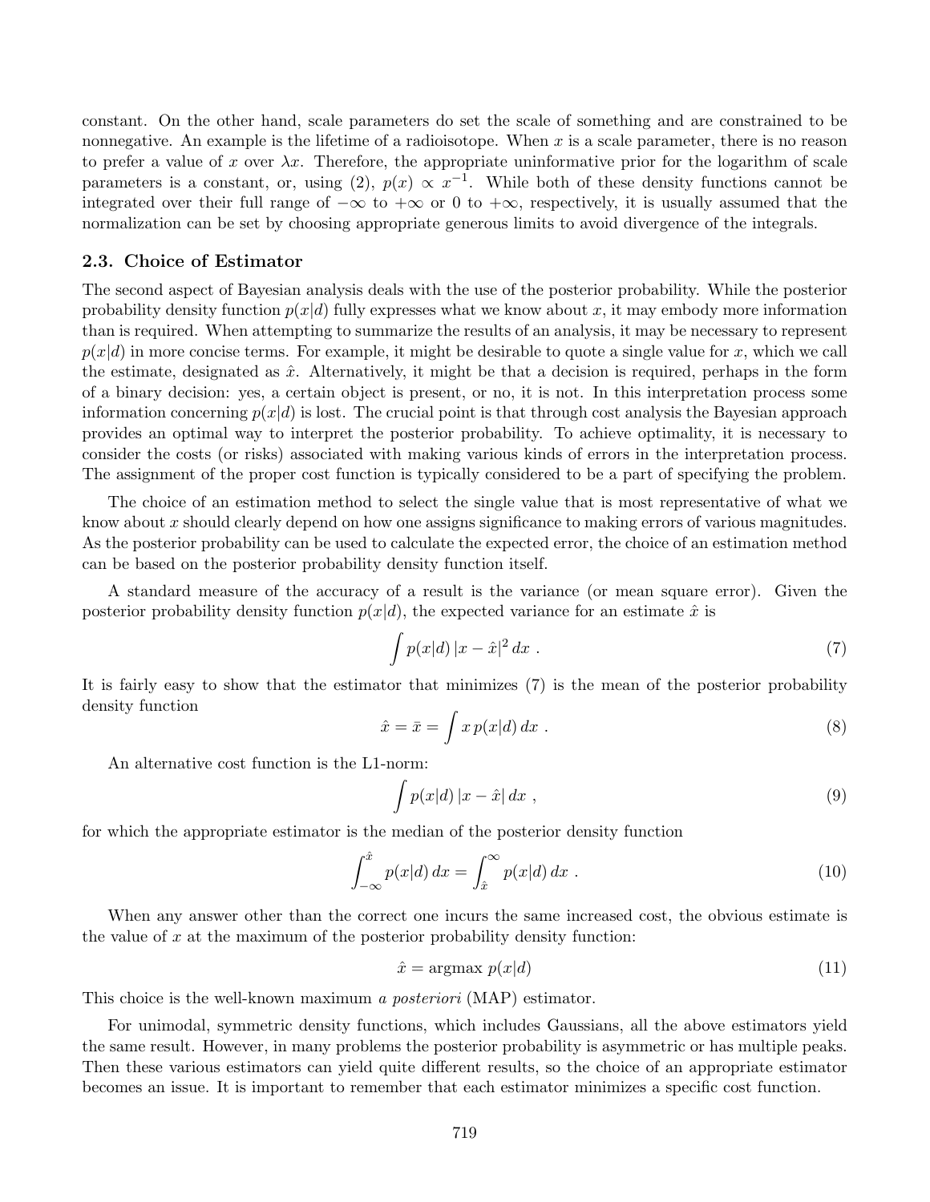constant. On the other hand, scale parameters do set the scale of something and are constrained to be nonnegative. An example is the lifetime of a radioisotope. When $x$ is a scale parameter, there is no reason to prefer a value of $x$ over $\lambda x$. Therefore, the appropriate uninformative prior for the logarithm of scale parameters is a constant, or, using (2), $p(x) \propto x^{-1}$. While both of these density functions cannot be integrated over their full range of $-\infty$ to $+\infty$ or 0 to $+\infty$, respectively, it is usually assumed that the normalization can be set by choosing appropriate generous limits to avoid divergence of the integrals.

### 2.3. Choice of Estimator

The second aspect of Bayesian analysis deals with the use of the posterior probability. While the posterior probability density function $p(x|d)$ fully expresses what we know about $x$, it may embody more information than is required. When attempting to summarize the results of an analysis, it may be necessary to represent $p(x|d)$ in more concise terms. For example, it might be desirable to quote a single value for $x$, which we call the estimate, designated as $\hat{x}$. Alternatively, it might be that a decision is required, perhaps in the form of a binary decision: yes, a certain object is present, or no, it is not. In this interpretation process some information concerning $p(x|d)$ is lost. The crucial point is that through cost analysis the Bayesian approach provides an optimal way to interpret the posterior probability. To achieve optimality, it is necessary to consider the costs (or risks) associated with making various kinds of errors in the interpretation process. The assignment of the proper cost function is typically considered to be a part of specifying the problem.

The choice of an estimation method to select the single value that is most representative of what we know about $x$ should clearly depend on how one assigns significance to making errors of various magnitudes. As the posterior probability can be used to calculate the expected error, the choice of an estimation method can be based on the posterior probability density function itself.

A standard measure of the accuracy of a result is the variance (or mean square error). Given the posterior probability density function $p(x|d)$, the expected variance for an estimate $\hat{x}$ is

$$\int p(x|d)\, |x - \hat{x}|^2 \, dx \ . \tag{7}$$

It is fairly easy to show that the estimator that minimizes (7) is the mean of the posterior probability density function

$$\hat{x} = \bar{x} = \int x\, p(x|d)\, dx \ . \tag{8}$$

An alternative cost function is the L1-norm:

$$\int p(x|d)\, |x - \hat{x}| \, dx \ , \tag{9}$$

for which the appropriate estimator is the median of the posterior density function

$$\int_{-\infty}^{\hat{x}} p(x|d)\, dx = \int_{\hat{x}}^{\infty} p(x|d)\, dx \ . \tag{10}$$

When any answer other than the correct one incurs the same increased cost, the obvious estimate is the value of $x$ at the maximum of the posterior probability density function:

$$\hat{x} = \text{argmax}\ p(x|d) \tag{11}$$

This choice is the well-known maximum *a posteriori* (MAP) estimator.

For unimodal, symmetric density functions, which includes Gaussians, all the above estimators yield the same result. However, in many problems the posterior probability is asymmetric or has multiple peaks. Then these various estimators can yield quite different results, so the choice of an appropriate estimator becomes an issue. It is important to remember that each estimator minimizes a specific cost function.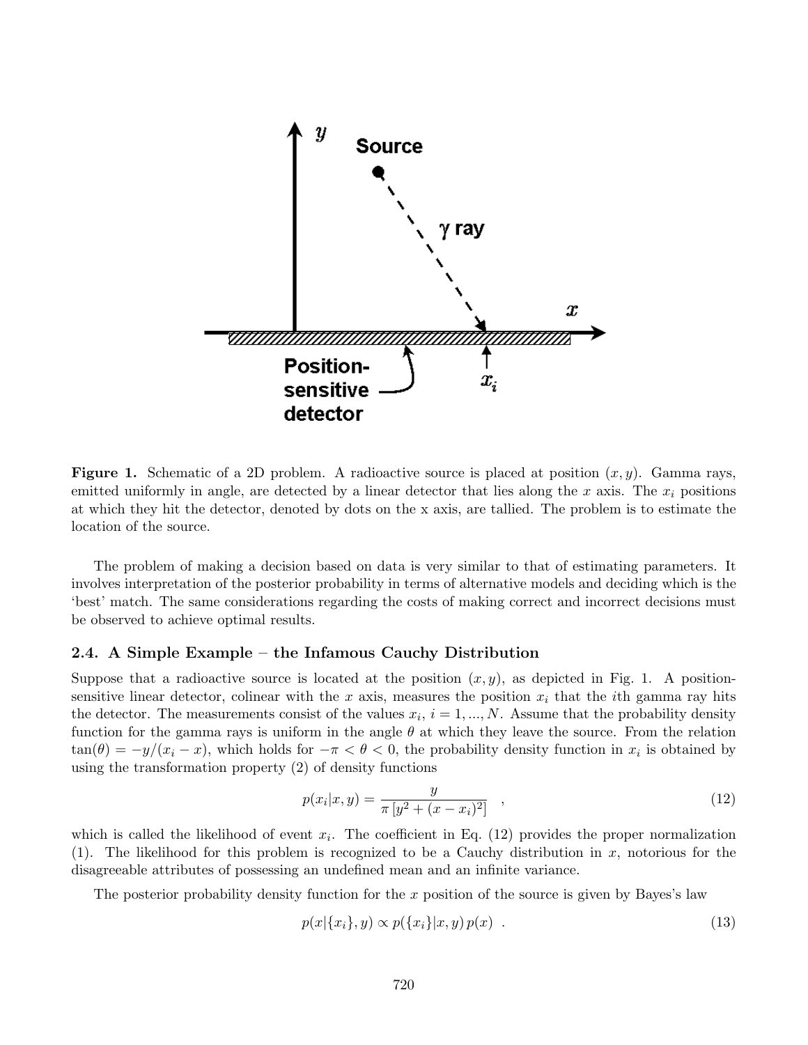**Figure 1.** Schematic of a 2D problem. A radioactive source is placed at position $(x, y)$. Gamma rays, emitted uniformly in angle, are detected by a linear detector that lies along the $x$ axis. The $x_i$ positions at which they hit the detector, denoted by dots on the x axis, are tallied. The problem is to estimate the location of the source.

The problem of making a decision based on data is very similar to that of estimating parameters. It involves interpretation of the posterior probability in terms of alternative models and deciding which is the 'best' match. The same considerations regarding the costs of making correct and incorrect decisions must be observed to achieve optimal results.

### 2.4. A Simple Example – the Infamous Cauchy Distribution

Suppose that a radioactive source is located at the position $(x, y)$, as depicted in Fig. 1. A position-sensitive linear detector, colinear with the $x$ axis, measures the position $x_i$ that the $i$th gamma ray hits the detector. The measurements consist of the values $x_i$, $i = 1, ..., N$. Assume that the probability density function for the gamma rays is uniform in the angle $\theta$ at which they leave the source. From the relation $\tan(\theta) = -y/(x_i - x)$, which holds for $-\pi < \theta < 0$, the probability density function in $x_i$ is obtained by using the transformation property (2) of density functions

$$p(x_i|x, y) = \frac{y}{\pi \left[y^2 + (x - x_i)^2\right]} \quad , \tag{12}$$

which is called the likelihood of event $x_i$. The coefficient in Eq. (12) provides the proper normalization (1). The likelihood for this problem is recognized to be a Cauchy distribution in $x$, notorious for the disagreeable attributes of possessing an undefined mean and an infinite variance.

The posterior probability density function for the $x$ position of the source is given by Bayes's law

$$p(x|\{x_i\}, y) \propto p(\{x_i\}|x, y)\, p(x) \quad . \tag{13}$$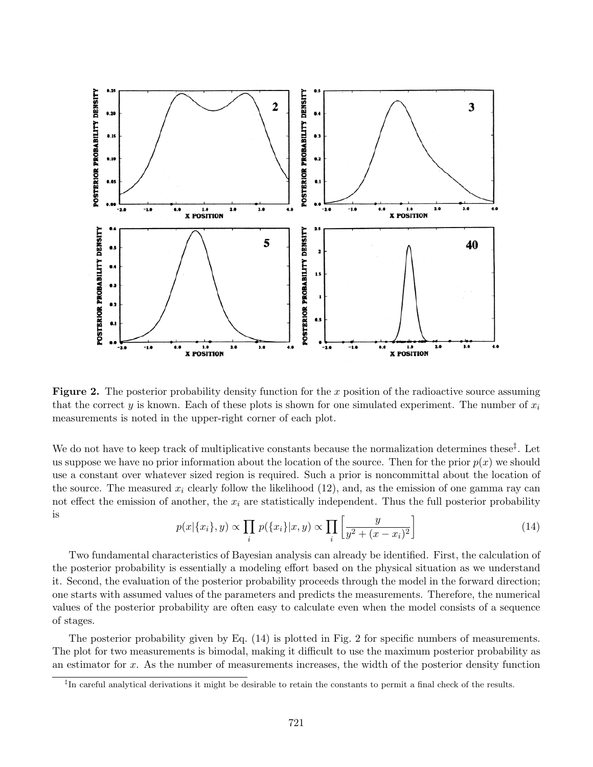**Figure 2.** The posterior probability density function for the $x$ position of the radioactive source assuming that the correct $y$ is known. Each of these plots is shown for one simulated experiment. The number of $x_i$ measurements is noted in the upper-right corner of each plot.

We do not have to keep track of multiplicative constants because the normalization determines these[‡]. Let us suppose we have no prior information about the location of the source. Then for the prior $p(x)$ we should use a constant over whatever sized region is required. Such a prior is noncommittal about the location of the source. The measured $x_i$ clearly follow the likelihood (12), and, as the emission of one gamma ray can not effect the emission of another, the $x_i$ are statistically independent. Thus the full posterior probability is

$$p(x|\{x_i\}, y) \propto \prod_i p(\{x_i\}|x, y) \propto \prod_i \left[ \frac{y}{y^2 + (x - x_i)^2} \right] \tag{14}$$

Two fundamental characteristics of Bayesian analysis can already be identified. First, the calculation of the posterior probability is essentially a modeling effort based on the physical situation as we understand it. Second, the evaluation of the posterior probability proceeds through the model in the forward direction; one starts with assumed values of the parameters and predicts the measurements. Therefore, the numerical values of the posterior probability are often easy to calculate even when the model consists of a sequence of stages.

The posterior probability given by Eq. (14) is plotted in Fig. 2 for specific numbers of measurements. The plot for two measurements is bimodal, making it difficult to use the maximum posterior probability as an estimator for $x$. As the number of measurements increases, the width of the posterior density function

[‡]In careful analytical derivations it might be desirable to retain the constants to permit a final check of the results.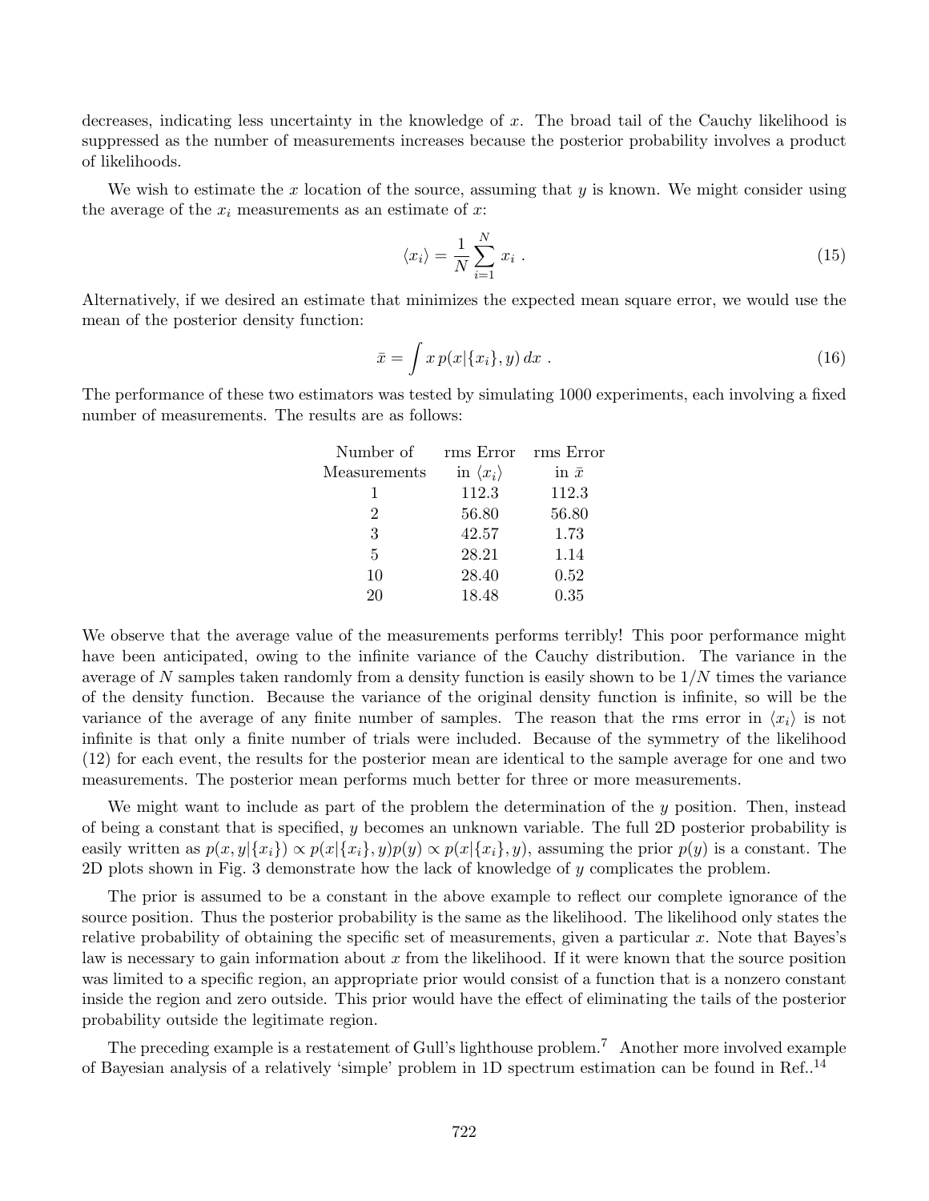decreases, indicating less uncertainty in the knowledge of $x$. The broad tail of the Cauchy likelihood is suppressed as the number of measurements increases because the posterior probability involves a product of likelihoods.

We wish to estimate the $x$ location of the source, assuming that $y$ is known. We might consider using the average of the $x_i$ measurements as an estimate of $x$:

$$\langle x_i \rangle = \frac{1}{N} \sum_{i=1}^{N} x_i \ . \tag{15}$$

Alternatively, if we desired an estimate that minimizes the expected mean square error, we would use the mean of the posterior density function:

$$\bar{x} = \int x \, p(x|\{x_i\}, y) \, dx \ . \tag{16}$$

The performance of these two estimators was tested by simulating 1000 experiments, each involving a fixed number of measurements. The results are as follows:

| Number of Measurements | rms Error in $\langle x_i \rangle$ | rms Error in $\bar{x}$ |
|---|---|---|
| 1 | 112.3 | 112.3 |
| 2 | 56.80 | 56.80 |
| 3 | 42.57 | 1.73 |
| 5 | 28.21 | 1.14 |
| 10 | 28.40 | 0.52 |
| 20 | 18.48 | 0.35 |

We observe that the average value of the measurements performs terribly! This poor performance might have been anticipated, owing to the infinite variance of the Cauchy distribution. The variance in the average of $N$ samples taken randomly from a density function is easily shown to be $1/N$ times the variance of the density function. Because the variance of the original density function is infinite, so will be the variance of the average of any finite number of samples. The reason that the rms error in $\langle x_i \rangle$ is not infinite is that only a finite number of trials were included. Because of the symmetry of the likelihood (12) for each event, the results for the posterior mean are identical to the sample average for one and two measurements. The posterior mean performs much better for three or more measurements.

We might want to include as part of the problem the determination of the $y$ position. Then, instead of being a constant that is specified, $y$ becomes an unknown variable. The full 2D posterior probability is easily written as $p(x, y|\{x_i\}) \propto p(x|\{x_i\}, y)p(y) \propto p(x|\{x_i\}, y)$, assuming the prior $p(y)$ is a constant. The 2D plots shown in Fig. 3 demonstrate how the lack of knowledge of $y$ complicates the problem.

The prior is assumed to be a constant in the above example to reflect our complete ignorance of the source position. Thus the posterior probability is the same as the likelihood. The likelihood only states the relative probability of obtaining the specific set of measurements, given a particular $x$. Note that Bayes's law is necessary to gain information about $x$ from the likelihood. If it were known that the source position was limited to a specific region, an appropriate prior would consist of a function that is a nonzero constant inside the region and zero outside. This prior would have the effect of eliminating the tails of the posterior probability outside the legitimate region.

The preceding example is a restatement of Gull's lighthouse problem.[7] Another more involved example of Bayesian analysis of a relatively 'simple' problem in 1D spectrum estimation can be found in Ref..[14]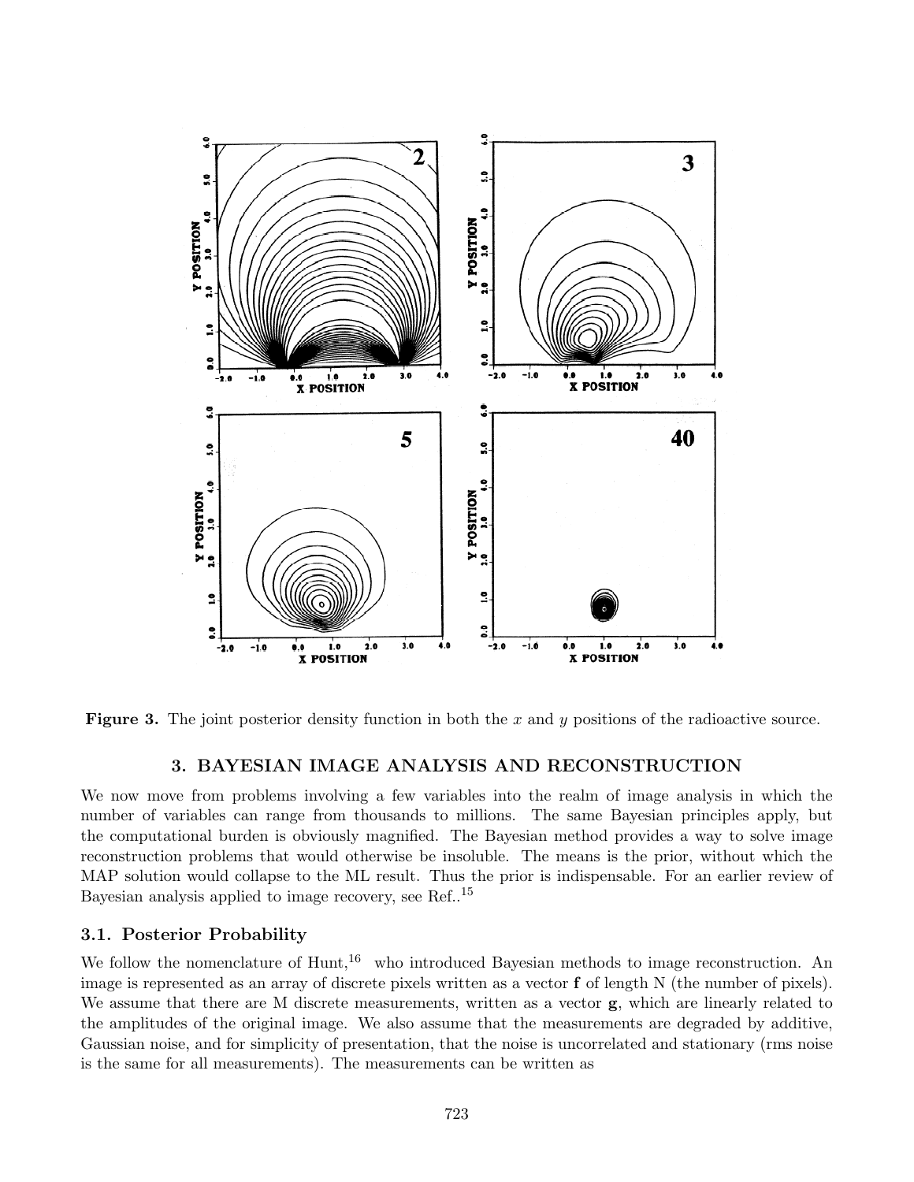**Figure 3.** The joint posterior density function in both the $x$ and $y$ positions of the radioactive source.

## 3. BAYESIAN IMAGE ANALYSIS AND RECONSTRUCTION

We now move from problems involving a few variables into the realm of image analysis in which the number of variables can range from thousands to millions. The same Bayesian principles apply, but the computational burden is obviously magnified. The Bayesian method provides a way to solve image reconstruction problems that would otherwise be insoluble. The means is the prior, without which the MAP solution would collapse to the ML result. Thus the prior is indispensable. For an earlier review of Bayesian analysis applied to image recovery, see Ref..[15]

### 3.1. Posterior Probability

We follow the nomenclature of Hunt,[16] who introduced Bayesian methods to image reconstruction. An image is represented as an array of discrete pixels written as a vector $\mathbf{f}$ of length N (the number of pixels). We assume that there are M discrete measurements, written as a vector $\mathbf{g}$, which are linearly related to the amplitudes of the original image. We also assume that the measurements are degraded by additive, Gaussian noise, and for simplicity of presentation, that the noise is uncorrelated and stationary (rms noise is the same for all measurements). The measurements can be written as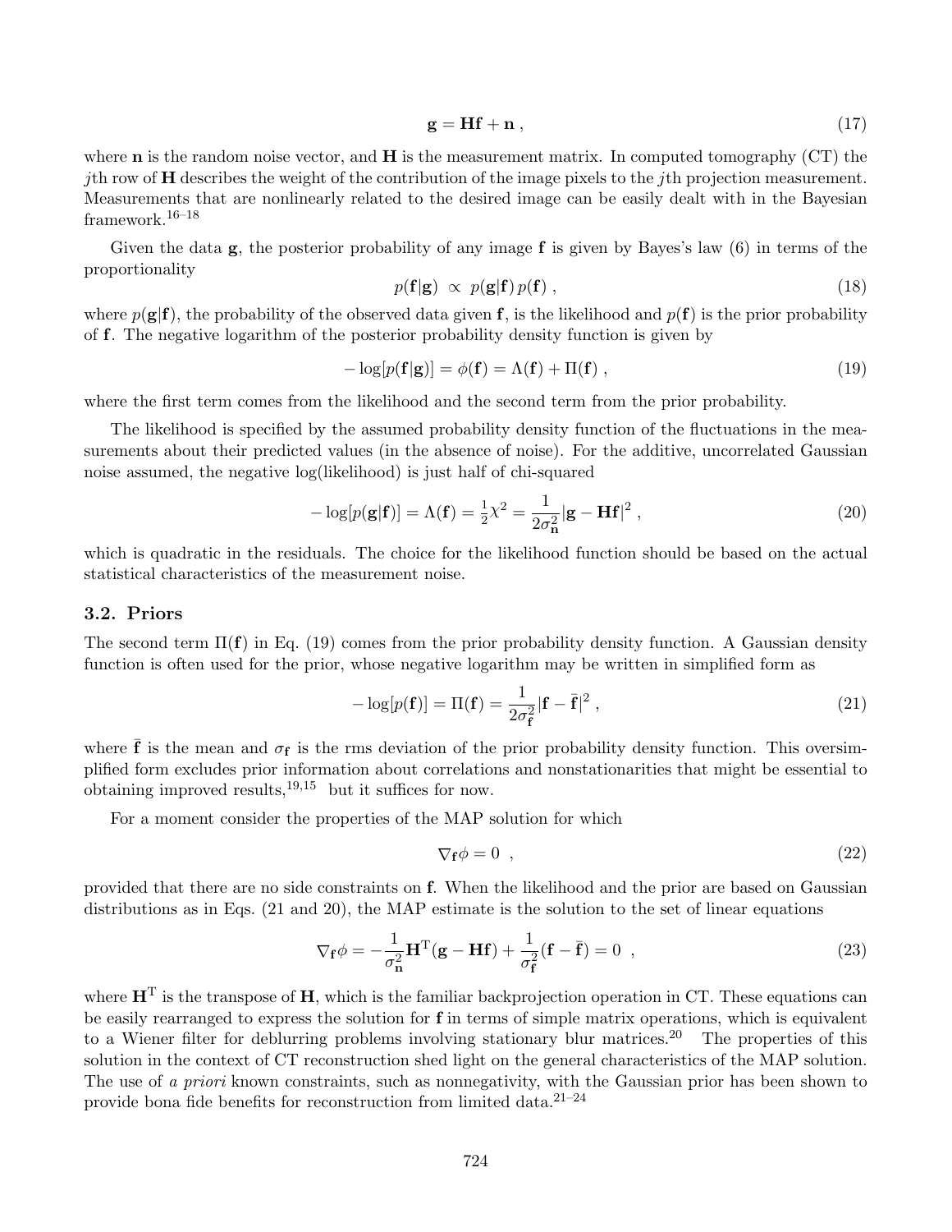$$\mathbf{g} = \mathbf{H}\mathbf{f} + \mathbf{n} \,, \tag{17}$$

where $\mathbf{n}$ is the random noise vector, and $\mathbf{H}$ is the measurement matrix. In computed tomography (CT) the $j$th row of $\mathbf{H}$ describes the weight of the contribution of the image pixels to the $j$th projection measurement. Measurements that are nonlinearly related to the desired image can be easily dealt with in the Bayesian framework.[16–18]

Given the data $\mathbf{g}$, the posterior probability of any image $\mathbf{f}$ is given by Bayes's law (6) in terms of the proportionality

$$p(\mathbf{f}|\mathbf{g}) \; \propto \; p(\mathbf{g}|\mathbf{f}) \, p(\mathbf{f}) \,, \tag{18}$$

where $p(\mathbf{g}|\mathbf{f})$, the probability of the observed data given $\mathbf{f}$, is the likelihood and $p(\mathbf{f})$ is the prior probability of $\mathbf{f}$. The negative logarithm of the posterior probability density function is given by

$$-\log[p(\mathbf{f}|\mathbf{g})] = \phi(\mathbf{f}) = \Lambda(\mathbf{f}) + \Pi(\mathbf{f}) \,, \tag{19}$$

where the first term comes from the likelihood and the second term from the prior probability.

The likelihood is specified by the assumed probability density function of the fluctuations in the measurements about their predicted values (in the absence of noise). For the additive, uncorrelated Gaussian noise assumed, the negative log(likelihood) is just half of chi-squared

$$-\log[p(\mathbf{g}|\mathbf{f})] = \Lambda(\mathbf{f}) = \tfrac{1}{2}\chi^2 = \frac{1}{2\sigma_{\mathbf{n}}^2} |\mathbf{g} - \mathbf{H}\mathbf{f}|^2 \,, \tag{20}$$

which is quadratic in the residuals. The choice for the likelihood function should be based on the actual statistical characteristics of the measurement noise.

### 3.2. Priors

The second term $\Pi(\mathbf{f})$ in Eq. (19) comes from the prior probability density function. A Gaussian density function is often used for the prior, whose negative logarithm may be written in simplified form as

$$-\log[p(\mathbf{f})] = \Pi(\mathbf{f}) = \frac{1}{2\sigma_{\mathbf{f}}^2} |\mathbf{f} - \bar{\mathbf{f}}|^2 \,, \tag{21}$$

where $\bar{\mathbf{f}}$ is the mean and $\sigma_{\mathbf{f}}$ is the rms deviation of the prior probability density function. This oversimplified form excludes prior information about correlations and nonstationarities that might be essential to obtaining improved results,[19,15] but it suffices for now.

For a moment consider the properties of the MAP solution for which

$$\nabla_{\mathbf{f}} \phi = 0 \;\; , \tag{22}$$

provided that there are no side constraints on $\mathbf{f}$. When the likelihood and the prior are based on Gaussian distributions as in Eqs. (21 and 20), the MAP estimate is the solution to the set of linear equations

$$\nabla_{\mathbf{f}} \phi = -\frac{1}{\sigma_{\mathbf{n}}^2} \mathbf{H}^{\mathrm{T}} (\mathbf{g} - \mathbf{H}\mathbf{f}) + \frac{1}{\sigma_{\mathbf{f}}^2} (\mathbf{f} - \bar{\mathbf{f}}) = 0 \;\; , \tag{23}$$

where $\mathbf{H}^{\mathrm{T}}$ is the transpose of $\mathbf{H}$, which is the familiar backprojection operation in CT. These equations can be easily rearranged to express the solution for $\mathbf{f}$ in terms of simple matrix operations, which is equivalent to a Wiener filter for deblurring problems involving stationary blur matrices.[20] The properties of this solution in the context of CT reconstruction shed light on the general characteristics of the MAP solution. The use of *a priori* known constraints, such as nonnegativity, with the Gaussian prior has been shown to provide bona fide benefits for reconstruction from limited data.[21–24]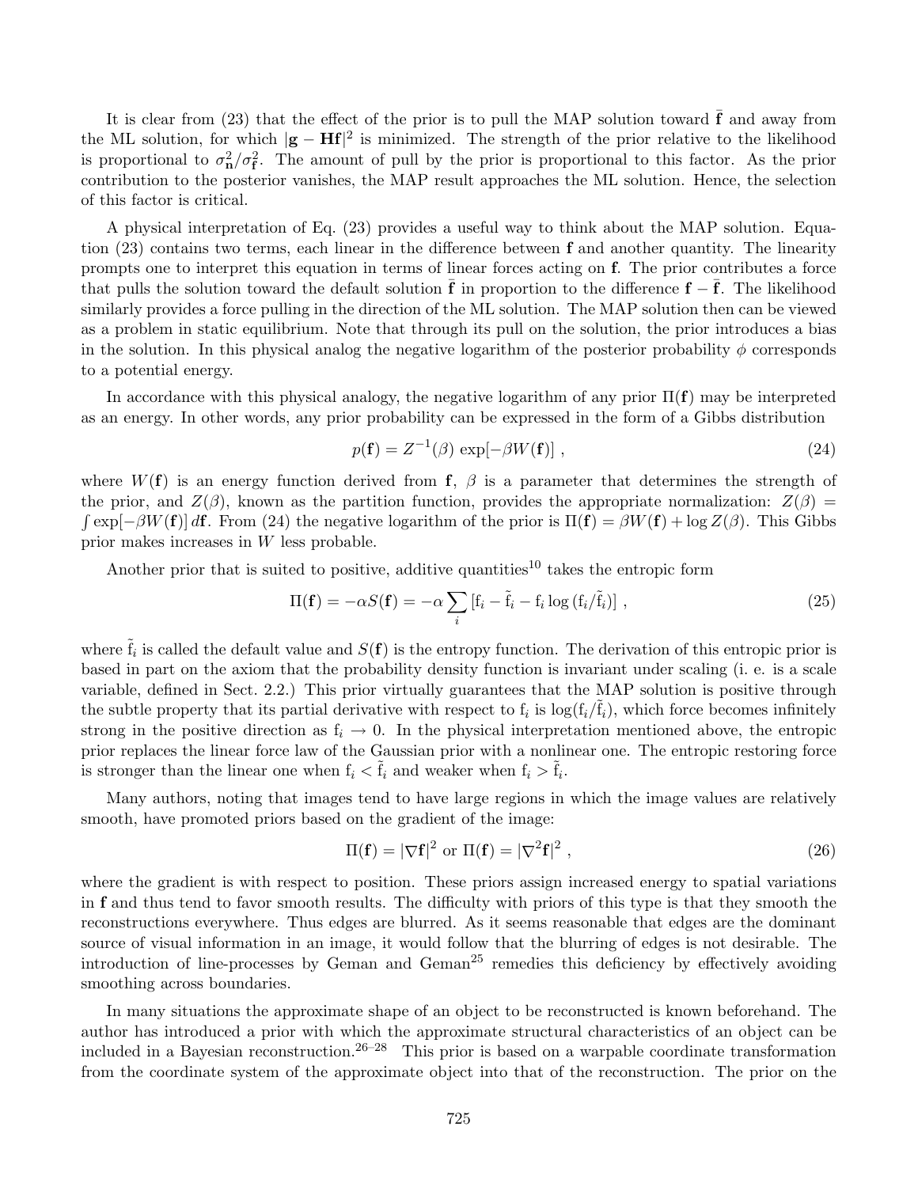It is clear from (23) that the effect of the prior is to pull the MAP solution toward $\bar{\mathbf{f}}$ and away from the ML solution, for which $|\mathbf{g} - \mathbf{H}\mathbf{f}|^2$ is minimized. The strength of the prior relative to the likelihood is proportional to $\sigma_{\mathbf{n}}^2/\sigma_{\mathbf{f}}^2$. The amount of pull by the prior is proportional to this factor. As the prior contribution to the posterior vanishes, the MAP result approaches the ML solution. Hence, the selection of this factor is critical.

A physical interpretation of Eq. (23) provides a useful way to think about the MAP solution. Equation (23) contains two terms, each linear in the difference between $\mathbf{f}$ and another quantity. The linearity prompts one to interpret this equation in terms of linear forces acting on $\mathbf{f}$. The prior contributes a force that pulls the solution toward the default solution $\bar{\mathbf{f}}$ in proportion to the difference $\mathbf{f} - \bar{\mathbf{f}}$. The likelihood similarly provides a force pulling in the direction of the ML solution. The MAP solution then can be viewed as a problem in static equilibrium. Note that through its pull on the solution, the prior introduces a bias in the solution. In this physical analog the negative logarithm of the posterior probability $\phi$ corresponds to a potential energy.

In accordance with this physical analogy, the negative logarithm of any prior $\Pi(\mathbf{f})$ may be interpreted as an energy. In other words, any prior probability can be expressed in the form of a Gibbs distribution

$$p(\mathbf{f}) = Z^{-1}(\beta) \exp[-\beta W(\mathbf{f})] \, , \tag{24}$$

where $W(\mathbf{f})$ is an energy function derived from $\mathbf{f}$, $\beta$ is a parameter that determines the strength of the prior, and $Z(\beta)$, known as the partition function, provides the appropriate normalization: $Z(\beta) = \int \exp[-\beta W(\mathbf{f})] \, d\mathbf{f}$. From (24) the negative logarithm of the prior is $\Pi(\mathbf{f}) = \beta W(\mathbf{f}) + \log Z(\beta)$. This Gibbs prior makes increases in $W$ less probable.

Another prior that is suited to positive, additive quantities[10] takes the entropic form

$$\Pi(\mathbf{f}) = -\alpha S(\mathbf{f}) = -\alpha \sum_i \left[ \mathrm{f}_i - \tilde{\mathrm{f}}_i - \mathrm{f}_i \log \left( \mathrm{f}_i / \tilde{\mathrm{f}}_i \right) \right] \, , \tag{25}$$

where $\tilde{\mathrm{f}}_i$ is called the default value and $S(\mathbf{f})$ is the entropy function. The derivation of this entropic prior is based in part on the axiom that the probability density function is invariant under scaling (i. e. is a scale variable, defined in Sect. 2.2.) This prior virtually guarantees that the MAP solution is positive through the subtle property that its partial derivative with respect to $\mathrm{f}_i$ is $\log(\mathrm{f}_i/\tilde{\mathrm{f}}_i)$, which force becomes infinitely strong in the positive direction as $\mathrm{f}_i \to 0$. In the physical interpretation mentioned above, the entropic prior replaces the linear force law of the Gaussian prior with a nonlinear one. The entropic restoring force is stronger than the linear one when $\mathrm{f}_i < \tilde{\mathrm{f}}_i$ and weaker when $\mathrm{f}_i > \tilde{\mathrm{f}}_i$.

Many authors, noting that images tend to have large regions in which the image values are relatively smooth, have promoted priors based on the gradient of the image:

$$\Pi(\mathbf{f}) = |\nabla \mathbf{f}|^2 \text{ or } \Pi(\mathbf{f}) = |\nabla^2 \mathbf{f}|^2 \, , \tag{26}$$

where the gradient is with respect to position. These priors assign increased energy to spatial variations in $\mathbf{f}$ and thus tend to favor smooth results. The difficulty with priors of this type is that they smooth the reconstructions everywhere. Thus edges are blurred. As it seems reasonable that edges are the dominant source of visual information in an image, it would follow that the blurring of edges is not desirable. The introduction of line-processes by Geman and Geman[25] remedies this deficiency by effectively avoiding smoothing across boundaries.

In many situations the approximate shape of an object to be reconstructed is known beforehand. The author has introduced a prior with which the approximate structural characteristics of an object can be included in a Bayesian reconstruction.[26–28] This prior is based on a warpable coordinate transformation from the coordinate system of the approximate object into that of the reconstruction. The prior on the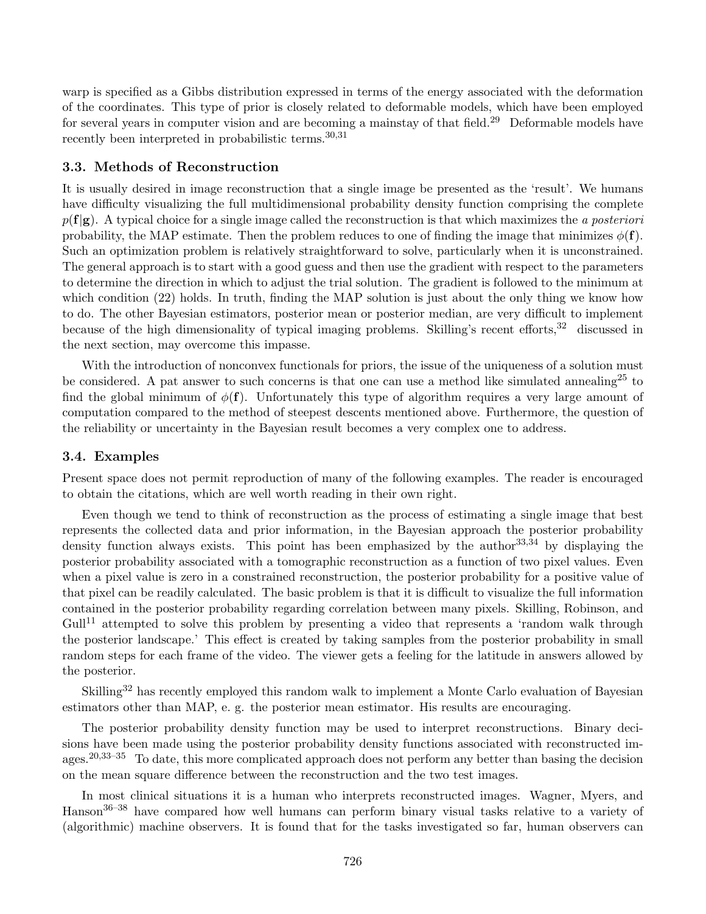warp is specified as a Gibbs distribution expressed in terms of the energy associated with the deformation of the coordinates. This type of prior is closely related to deformable models, which have been employed for several years in computer vision and are becoming a mainstay of that field.[29] Deformable models have recently been interpreted in probabilistic terms.[30,31]

### 3.3. Methods of Reconstruction

It is usually desired in image reconstruction that a single image be presented as the 'result'. We humans have difficulty visualizing the full multidimensional probability density function comprising the complete $p(\mathbf{f}|\mathbf{g})$. A typical choice for a single image called the reconstruction is that which maximizes the *a posteriori* probability, the MAP estimate. Then the problem reduces to one of finding the image that minimizes $\phi(\mathbf{f})$. Such an optimization problem is relatively straightforward to solve, particularly when it is unconstrained. The general approach is to start with a good guess and then use the gradient with respect to the parameters to determine the direction in which to adjust the trial solution. The gradient is followed to the minimum at which condition (22) holds. In truth, finding the MAP solution is just about the only thing we know how to do. The other Bayesian estimators, posterior mean or posterior median, are very difficult to implement because of the high dimensionality of typical imaging problems. Skilling's recent efforts,[32] discussed in the next section, may overcome this impasse.

With the introduction of nonconvex functionals for priors, the issue of the uniqueness of a solution must be considered. A pat answer to such concerns is that one can use a method like simulated annealing[25] to find the global minimum of $\phi(\mathbf{f})$. Unfortunately this type of algorithm requires a very large amount of computation compared to the method of steepest descents mentioned above. Furthermore, the question of the reliability or uncertainty in the Bayesian result becomes a very complex one to address.

### 3.4. Examples

Present space does not permit reproduction of many of the following examples. The reader is encouraged to obtain the citations, which are well worth reading in their own right.

Even though we tend to think of reconstruction as the process of estimating a single image that best represents the collected data and prior information, in the Bayesian approach the posterior probability density function always exists. This point has been emphasized by the author[33,34] by displaying the posterior probability associated with a tomographic reconstruction as a function of two pixel values. Even when a pixel value is zero in a constrained reconstruction, the posterior probability for a positive value of that pixel can be readily calculated. The basic problem is that it is difficult to visualize the full information contained in the posterior probability regarding correlation between many pixels. Skilling, Robinson, and Gull[11] attempted to solve this problem by presenting a video that represents a 'random walk through the posterior landscape.' This effect is created by taking samples from the posterior probability in small random steps for each frame of the video. The viewer gets a feeling for the latitude in answers allowed by the posterior.

Skilling[32] has recently employed this random walk to implement a Monte Carlo evaluation of Bayesian estimators other than MAP, e. g. the posterior mean estimator. His results are encouraging.

The posterior probability density function may be used to interpret reconstructions. Binary decisions have been made using the posterior probability density functions associated with reconstructed images.[20,33–35] To date, this more complicated approach does not perform any better than basing the decision on the mean square difference between the reconstruction and the two test images.

In most clinical situations it is a human who interprets reconstructed images. Wagner, Myers, and Hanson[36–38] have compared how well humans can perform binary visual tasks relative to a variety of (algorithmic) machine observers. It is found that for the tasks investigated so far, human observers can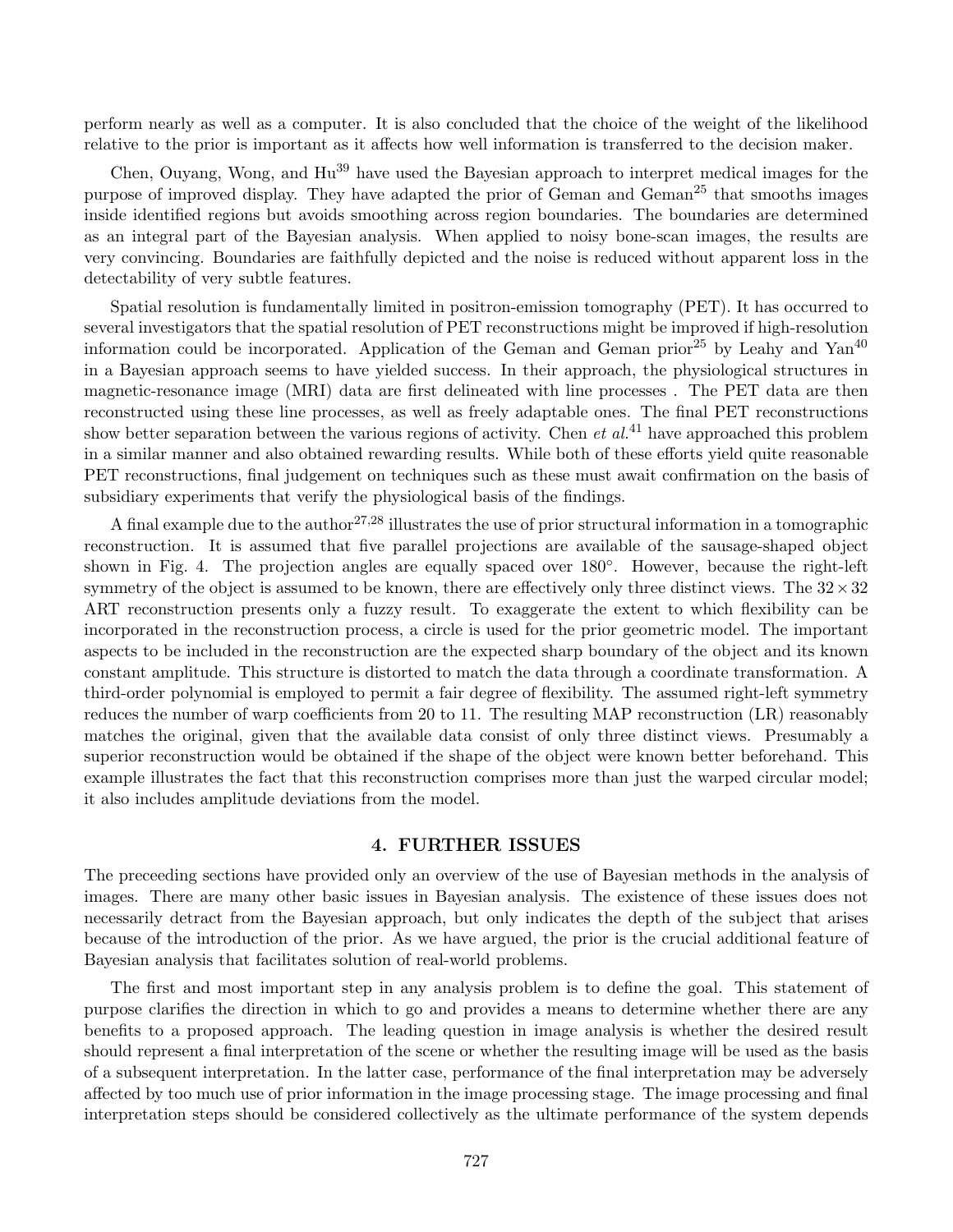perform nearly as well as a computer. It is also concluded that the choice of the weight of the likelihood relative to the prior is important as it affects how well information is transferred to the decision maker.

Chen, Ouyang, Wong, and Hu[39] have used the Bayesian approach to interpret medical images for the purpose of improved display. They have adapted the prior of Geman and Geman[25] that smooths images inside identified regions but avoids smoothing across region boundaries. The boundaries are determined as an integral part of the Bayesian analysis. When applied to noisy bone-scan images, the results are very convincing. Boundaries are faithfully depicted and the noise is reduced without apparent loss in the detectability of very subtle features.

Spatial resolution is fundamentally limited in positron-emission tomography (PET). It has occurred to several investigators that the spatial resolution of PET reconstructions might be improved if high-resolution information could be incorporated. Application of the Geman and Geman prior[25] by Leahy and Yan[40] in a Bayesian approach seems to have yielded success. In their approach, the physiological structures in magnetic-resonance image (MRI) data are first delineated with line processes . The PET data are then reconstructed using these line processes, as well as freely adaptable ones. The final PET reconstructions show better separation between the various regions of activity. Chen *et al.*[41] have approached this problem in a similar manner and also obtained rewarding results. While both of these efforts yield quite reasonable PET reconstructions, final judgement on techniques such as these must await confirmation on the basis of subsidiary experiments that verify the physiological basis of the findings.

A final example due to the author[27,28] illustrates the use of prior structural information in a tomographic reconstruction. It is assumed that five parallel projections are available of the sausage-shaped object shown in Fig. 4. The projection angles are equally spaced over 180°. However, because the right-left symmetry of the object is assumed to be known, there are effectively only three distinct views. The $32 \times 32$ ART reconstruction presents only a fuzzy result. To exaggerate the extent to which flexibility can be incorporated in the reconstruction process, a circle is used for the prior geometric model. The important aspects to be included in the reconstruction are the expected sharp boundary of the object and its known constant amplitude. This structure is distorted to match the data through a coordinate transformation. A third-order polynomial is employed to permit a fair degree of flexibility. The assumed right-left symmetry reduces the number of warp coefficients from 20 to 11. The resulting MAP reconstruction (LR) reasonably matches the original, given that the available data consist of only three distinct views. Presumably a superior reconstruction would be obtained if the shape of the object were known better beforehand. This example illustrates the fact that this reconstruction comprises more than just the warped circular model; it also includes amplitude deviations from the model.

## 4. FURTHER ISSUES

The preceeding sections have provided only an overview of the use of Bayesian methods in the analysis of images. There are many other basic issues in Bayesian analysis. The existence of these issues does not necessarily detract from the Bayesian approach, but only indicates the depth of the subject that arises because of the introduction of the prior. As we have argued, the prior is the crucial additional feature of Bayesian analysis that facilitates solution of real-world problems.

The first and most important step in any analysis problem is to define the goal. This statement of purpose clarifies the direction in which to go and provides a means to determine whether there are any benefits to a proposed approach. The leading question in image analysis is whether the desired result should represent a final interpretation of the scene or whether the resulting image will be used as the basis of a subsequent interpretation. In the latter case, performance of the final interpretation may be adversely affected by too much use of prior information in the image processing stage. The image processing and final interpretation steps should be considered collectively as the ultimate performance of the system depends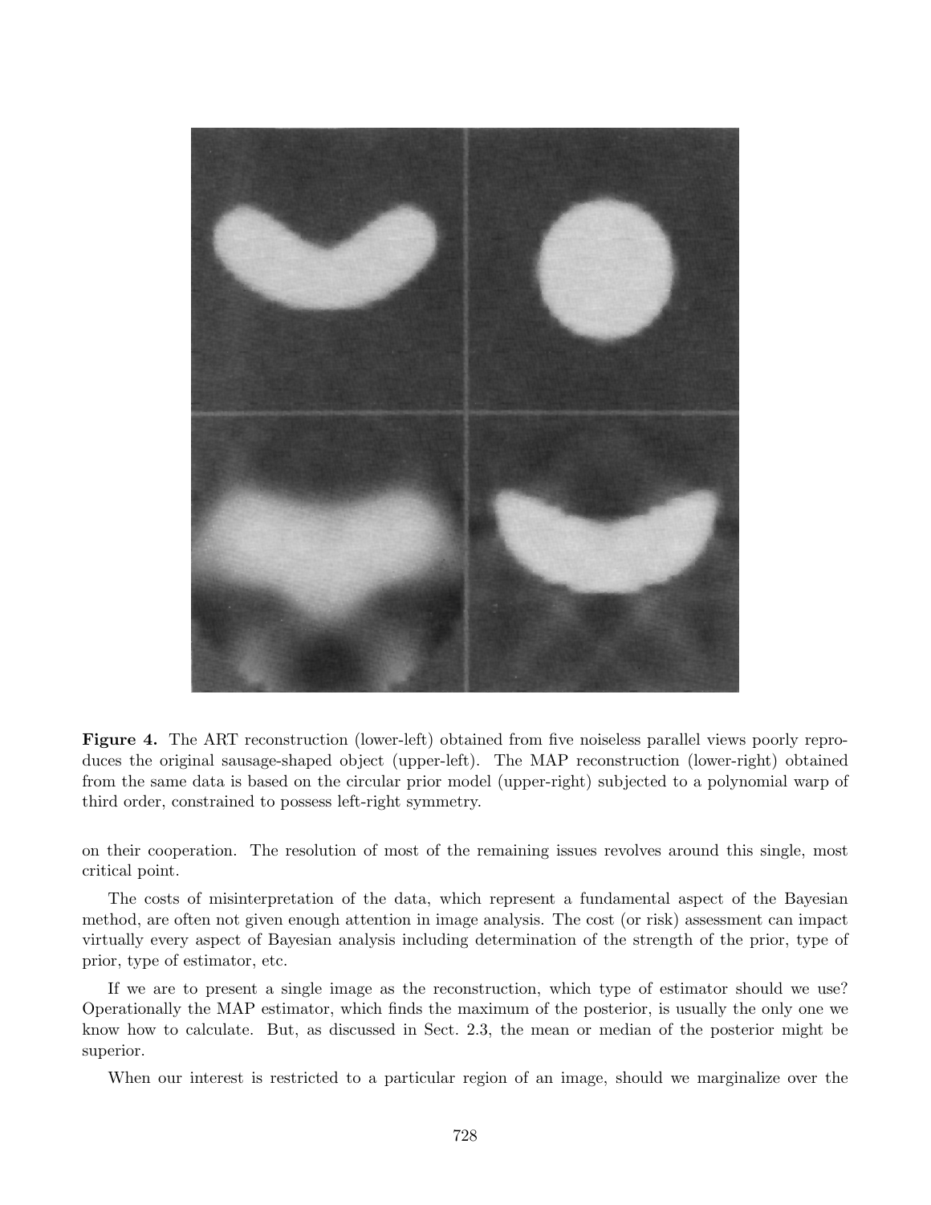**Figure 4.** The ART reconstruction (lower-left) obtained from five noiseless parallel views poorly reproduces the original sausage-shaped object (upper-left). The MAP reconstruction (lower-right) obtained from the same data is based on the circular prior model (upper-right) subjected to a polynomial warp of third order, constrained to possess left-right symmetry.

on their cooperation. The resolution of most of the remaining issues revolves around this single, most critical point.

The costs of misinterpretation of the data, which represent a fundamental aspect of the Bayesian method, are often not given enough attention in image analysis. The cost (or risk) assessment can impact virtually every aspect of Bayesian analysis including determination of the strength of the prior, type of prior, type of estimator, etc.

If we are to present a single image as the reconstruction, which type of estimator should we use? Operationally the MAP estimator, which finds the maximum of the posterior, is usually the only one we know how to calculate. But, as discussed in Sect. 2.3, the mean or median of the posterior might be superior.

When our interest is restricted to a particular region of an image, should we marginalize over the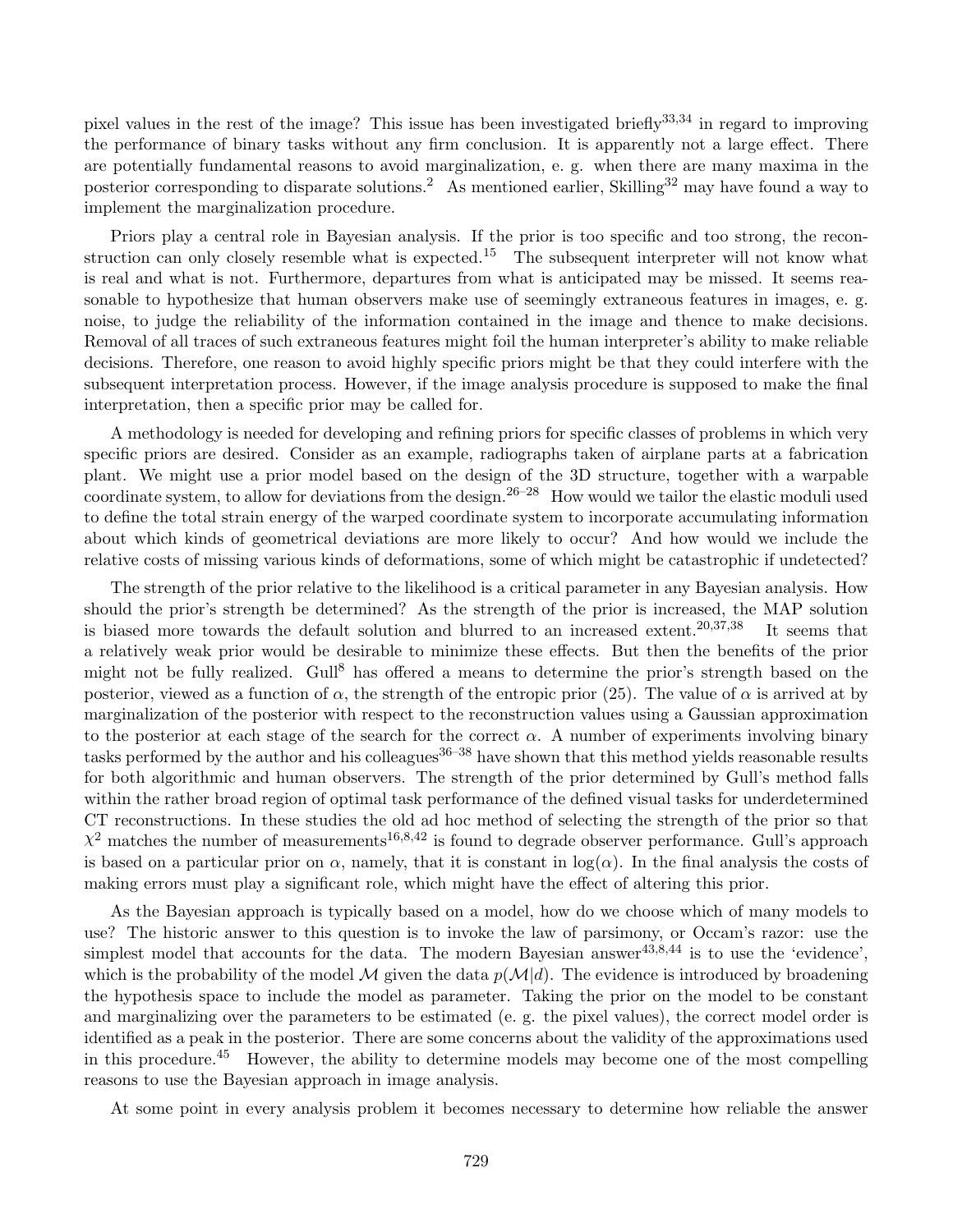pixel values in the rest of the image? This issue has been investigated briefly[33,34] in regard to improving the performance of binary tasks without any firm conclusion. It is apparently not a large effect. There are potentially fundamental reasons to avoid marginalization, e. g. when there are many maxima in the posterior corresponding to disparate solutions.[2] As mentioned earlier, Skilling[32] may have found a way to implement the marginalization procedure.

Priors play a central role in Bayesian analysis. If the prior is too specific and too strong, the reconstruction can only closely resemble what is expected.[15] The subsequent interpreter will not know what is real and what is not. Furthermore, departures from what is anticipated may be missed. It seems reasonable to hypothesize that human observers make use of seemingly extraneous features in images, e. g. noise, to judge the reliability of the information contained in the image and thence to make decisions. Removal of all traces of such extraneous features might foil the human interpreter's ability to make reliable decisions. Therefore, one reason to avoid highly specific priors might be that they could interfere with the subsequent interpretation process. However, if the image analysis procedure is supposed to make the final interpretation, then a specific prior may be called for.

A methodology is needed for developing and refining priors for specific classes of problems in which very specific priors are desired. Consider as an example, radiographs taken of airplane parts at a fabrication plant. We might use a prior model based on the design of the 3D structure, together with a warpable coordinate system, to allow for deviations from the design.[26–28] How would we tailor the elastic moduli used to define the total strain energy of the warped coordinate system to incorporate accumulating information about which kinds of geometrical deviations are more likely to occur? And how would we include the relative costs of missing various kinds of deformations, some of which might be catastrophic if undetected?

The strength of the prior relative to the likelihood is a critical parameter in any Bayesian analysis. How should the prior's strength be determined? As the strength of the prior is increased, the MAP solution is biased more towards the default solution and blurred to an increased extent.[20,37,38] It seems that a relatively weak prior would be desirable to minimize these effects. But then the benefits of the prior might not be fully realized. Gull[8] has offered a means to determine the prior's strength based on the posterior, viewed as a function of $\alpha$, the strength of the entropic prior (25). The value of $\alpha$ is arrived at by marginalization of the posterior with respect to the reconstruction values using a Gaussian approximation to the posterior at each stage of the search for the correct $\alpha$. A number of experiments involving binary tasks performed by the author and his colleagues[36–38] have shown that this method yields reasonable results for both algorithmic and human observers. The strength of the prior determined by Gull's method falls within the rather broad region of optimal task performance of the defined visual tasks for underdetermined CT reconstructions. In these studies the old ad hoc method of selecting the strength of the prior so that $\chi^2$ matches the number of measurements[16,8,42] is found to degrade observer performance. Gull's approach is based on a particular prior on $\alpha$, namely, that it is constant in $\log(\alpha)$. In the final analysis the costs of making errors must play a significant role, which might have the effect of altering this prior.

As the Bayesian approach is typically based on a model, how do we choose which of many models to use? The historic answer to this question is to invoke the law of parsimony, or Occam's razor: use the simplest model that accounts for the data. The modern Bayesian answer[43,8,44] is to use the 'evidence', which is the probability of the model $\mathcal{M}$ given the data $p(\mathcal{M}|d)$. The evidence is introduced by broadening the hypothesis space to include the model as parameter. Taking the prior on the model to be constant and marginalizing over the parameters to be estimated (e. g. the pixel values), the correct model order is identified as a peak in the posterior. There are some concerns about the validity of the approximations used in this procedure.[45] However, the ability to determine models may become one of the most compelling reasons to use the Bayesian approach in image analysis.

At some point in every analysis problem it becomes necessary to determine how reliable the answer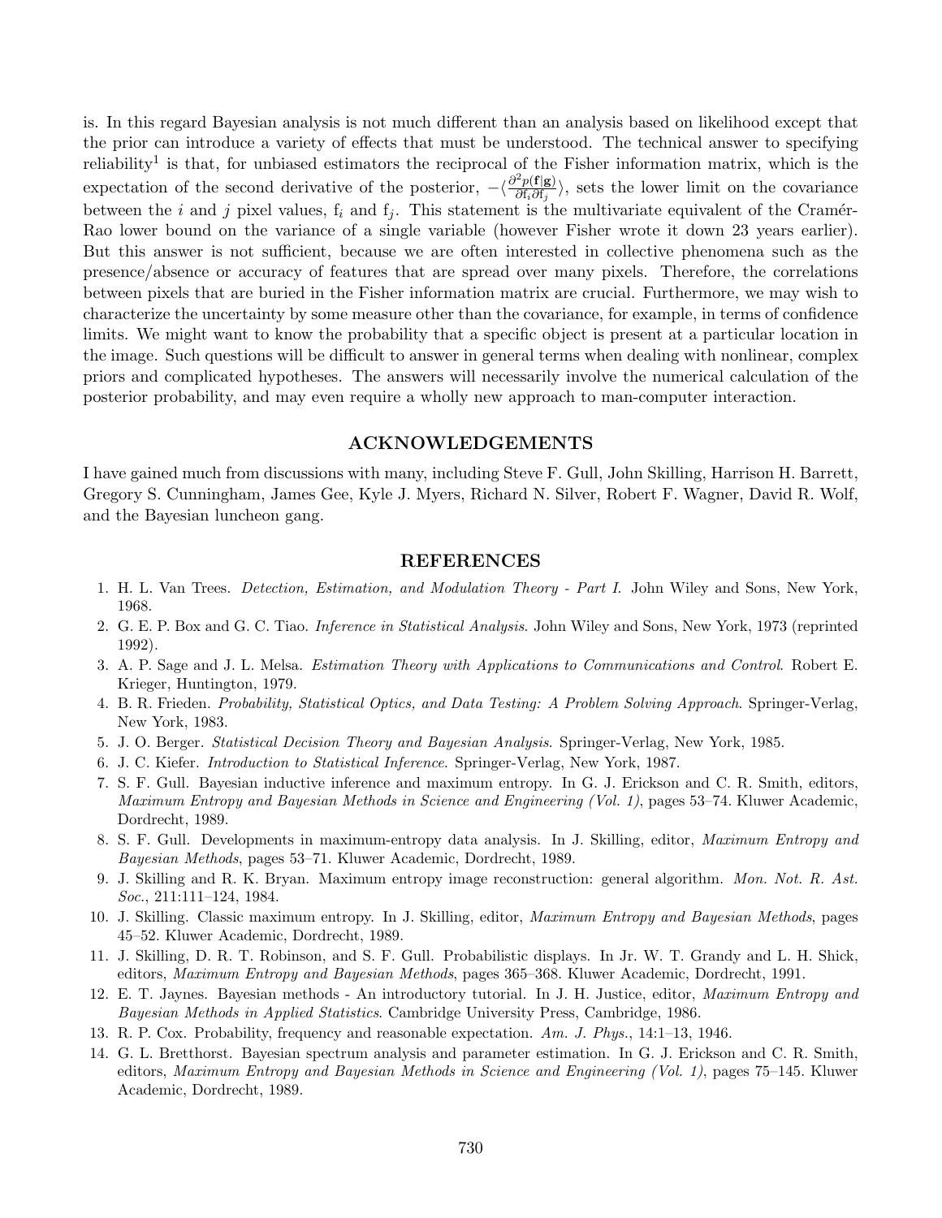is. In this regard Bayesian analysis is not much different than an analysis based on likelihood except that the prior can introduce a variety of effects that must be understood. The technical answer to specifying reliability[1] is that, for unbiased estimators the reciprocal of the Fisher information matrix, which is the expectation of the second derivative of the posterior, $-\langle \frac{\partial^2 p(\mathbf{f}|\mathbf{g})}{\partial \mathrm{f}_i \partial \mathrm{f}_j} \rangle$, sets the lower limit on the covariance between the $i$ and $j$ pixel values, $\mathrm{f}_i$ and $\mathrm{f}_j$. This statement is the multivariate equivalent of the Cramér-Rao lower bound on the variance of a single variable (however Fisher wrote it down 23 years earlier). But this answer is not sufficient, because we are often interested in collective phenomena such as the presence/absence or accuracy of features that are spread over many pixels. Therefore, the correlations between pixels that are buried in the Fisher information matrix are crucial. Furthermore, we may wish to characterize the uncertainty by some measure other than the covariance, for example, in terms of confidence limits. We might want to know the probability that a specific object is present at a particular location in the image. Such questions will be difficult to answer in general terms when dealing with nonlinear, complex priors and complicated hypotheses. The answers will necessarily involve the numerical calculation of the posterior probability, and may even require a wholly new approach to man-computer interaction.

## ACKNOWLEDGEMENTS

I have gained much from discussions with many, including Steve F. Gull, John Skilling, Harrison H. Barrett, Gregory S. Cunningham, James Gee, Kyle J. Myers, Richard N. Silver, Robert F. Wagner, David R. Wolf, and the Bayesian luncheon gang.

## REFERENCES

1. H. L. Van Trees. *Detection, Estimation, and Modulation Theory - Part I*. John Wiley and Sons, New York, 1968.
2. G. E. P. Box and G. C. Tiao. *Inference in Statistical Analysis*. John Wiley and Sons, New York, 1973 (reprinted 1992).
3. A. P. Sage and J. L. Melsa. *Estimation Theory with Applications to Communications and Control*. Robert E. Krieger, Huntington, 1979.
4. B. R. Frieden. *Probability, Statistical Optics, and Data Testing: A Problem Solving Approach*. Springer-Verlag, New York, 1983.
5. J. O. Berger. *Statistical Decision Theory and Bayesian Analysis*. Springer-Verlag, New York, 1985.
6. J. C. Kiefer. *Introduction to Statistical Inference*. Springer-Verlag, New York, 1987.
7. S. F. Gull. Bayesian inductive inference and maximum entropy. In G. J. Erickson and C. R. Smith, editors, *Maximum Entropy and Bayesian Methods in Science and Engineering (Vol. 1)*, pages 53–74. Kluwer Academic, Dordrecht, 1989.
8. S. F. Gull. Developments in maximum-entropy data analysis. In J. Skilling, editor, *Maximum Entropy and Bayesian Methods*, pages 53–71. Kluwer Academic, Dordrecht, 1989.
9. J. Skilling and R. K. Bryan. Maximum entropy image reconstruction: general algorithm. *Mon. Not. R. Ast. Soc.*, 211:111–124, 1984.
10. J. Skilling. Classic maximum entropy. In J. Skilling, editor, *Maximum Entropy and Bayesian Methods*, pages 45–52. Kluwer Academic, Dordrecht, 1989.
11. J. Skilling, D. R. T. Robinson, and S. F. Gull. Probabilistic displays. In Jr. W. T. Grandy and L. H. Shick, editors, *Maximum Entropy and Bayesian Methods*, pages 365–368. Kluwer Academic, Dordrecht, 1991.
12. E. T. Jaynes. Bayesian methods - An introductory tutorial. In J. H. Justice, editor, *Maximum Entropy and Bayesian Methods in Applied Statistics*. Cambridge University Press, Cambridge, 1986.
13. R. P. Cox. Probability, frequency and reasonable expectation. *Am. J. Phys.*, 14:1–13, 1946.
14. G. L. Bretthorst. Bayesian spectrum analysis and parameter estimation. In G. J. Erickson and C. R. Smith, editors, *Maximum Entropy and Bayesian Methods in Science and Engineering (Vol. 1)*, pages 75–145. Kluwer Academic, Dordrecht, 1989.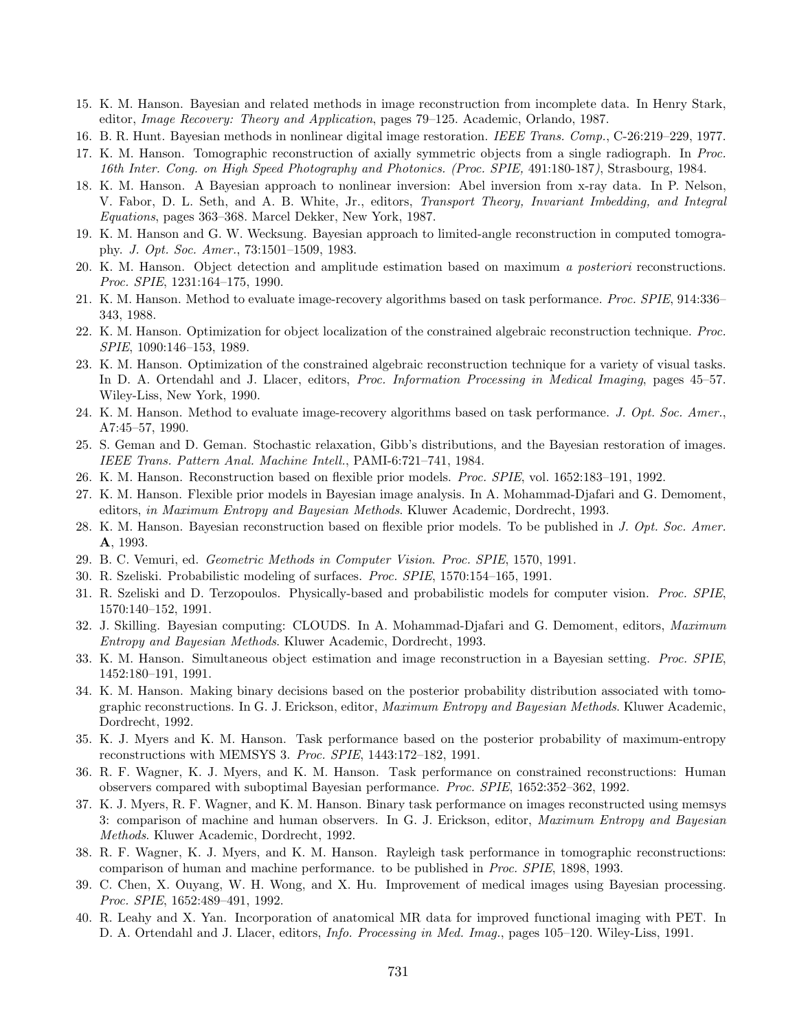15. K. M. Hanson. Bayesian and related methods in image reconstruction from incomplete data. In Henry Stark, editor, *Image Recovery: Theory and Application*, pages 79–125. Academic, Orlando, 1987.
16. B. R. Hunt. Bayesian methods in nonlinear digital image restoration. *IEEE Trans. Comp.*, C-26:219–229, 1977.
17. K. M. Hanson. Tomographic reconstruction of axially symmetric objects from a single radiograph. In *Proc. 16th Inter. Cong. on High Speed Photography and Photonics. (Proc. SPIE,* 491:180-187*)*, Strasbourg, 1984.
18. K. M. Hanson. A Bayesian approach to nonlinear inversion: Abel inversion from x-ray data. In P. Nelson, V. Fabor, D. L. Seth, and A. B. White, Jr., editors, *Transport Theory, Invariant Imbedding, and Integral Equations*, pages 363–368. Marcel Dekker, New York, 1987.
19. K. M. Hanson and G. W. Wecksung. Bayesian approach to limited-angle reconstruction in computed tomography. *J. Opt. Soc. Amer.*, 73:1501–1509, 1983.
20. K. M. Hanson. Object detection and amplitude estimation based on maximum *a posteriori* reconstructions. *Proc. SPIE*, 1231:164–175, 1990.
21. K. M. Hanson. Method to evaluate image-recovery algorithms based on task performance. *Proc. SPIE*, 914:336–343, 1988.
22. K. M. Hanson. Optimization for object localization of the constrained algebraic reconstruction technique. *Proc. SPIE*, 1090:146–153, 1989.
23. K. M. Hanson. Optimization of the constrained algebraic reconstruction technique for a variety of visual tasks. In D. A. Ortendahl and J. Llacer, editors, *Proc. Information Processing in Medical Imaging*, pages 45–57. Wiley-Liss, New York, 1990.
24. K. M. Hanson. Method to evaluate image-recovery algorithms based on task performance. *J. Opt. Soc. Amer.*, A7:45–57, 1990.
25. S. Geman and D. Geman. Stochastic relaxation, Gibb's distributions, and the Bayesian restoration of images. *IEEE Trans. Pattern Anal. Machine Intell.*, PAMI-6:721–741, 1984.
26. K. M. Hanson. Reconstruction based on flexible prior models. *Proc. SPIE*, vol. 1652:183–191, 1992.
27. K. M. Hanson. Flexible prior models in Bayesian image analysis. In A. Mohammad-Djafari and G. Demoment, editors, *in Maximum Entropy and Bayesian Methods*. Kluwer Academic, Dordrecht, 1993.
28. K. M. Hanson. Bayesian reconstruction based on flexible prior models. To be published in *J. Opt. Soc. Amer.* **A**, 1993.
29. B. C. Vemuri, ed. *Geometric Methods in Computer Vision*. *Proc. SPIE*, 1570, 1991.
30. R. Szeliski. Probabilistic modeling of surfaces. *Proc. SPIE*, 1570:154–165, 1991.
31. R. Szeliski and D. Terzopoulos. Physically-based and probabilistic models for computer vision. *Proc. SPIE*, 1570:140–152, 1991.
32. J. Skilling. Bayesian computing: CLOUDS. In A. Mohammad-Djafari and G. Demoment, editors, *Maximum Entropy and Bayesian Methods*. Kluwer Academic, Dordrecht, 1993.
33. K. M. Hanson. Simultaneous object estimation and image reconstruction in a Bayesian setting. *Proc. SPIE*, 1452:180–191, 1991.
34. K. M. Hanson. Making binary decisions based on the posterior probability distribution associated with tomographic reconstructions. In G. J. Erickson, editor, *Maximum Entropy and Bayesian Methods*. Kluwer Academic, Dordrecht, 1992.
35. K. J. Myers and K. M. Hanson. Task performance based on the posterior probability of maximum-entropy reconstructions with MEMSYS 3. *Proc. SPIE*, 1443:172–182, 1991.
36. R. F. Wagner, K. J. Myers, and K. M. Hanson. Task performance on constrained reconstructions: Human observers compared with suboptimal Bayesian performance. *Proc. SPIE*, 1652:352–362, 1992.
37. K. J. Myers, R. F. Wagner, and K. M. Hanson. Binary task performance on images reconstructed using memsys 3: comparison of machine and human observers. In G. J. Erickson, editor, *Maximum Entropy and Bayesian Methods*. Kluwer Academic, Dordrecht, 1992.
38. R. F. Wagner, K. J. Myers, and K. M. Hanson. Rayleigh task performance in tomographic reconstructions: comparison of human and machine performance. to be published in *Proc. SPIE*, 1898, 1993.
39. C. Chen, X. Ouyang, W. H. Wong, and X. Hu. Improvement of medical images using Bayesian processing. *Proc. SPIE*, 1652:489–491, 1992.
40. R. Leahy and X. Yan. Incorporation of anatomical MR data for improved functional imaging with PET. In D. A. Ortendahl and J. Llacer, editors, *Info. Processing in Med. Imag.*, pages 105–120. Wiley-Liss, 1991.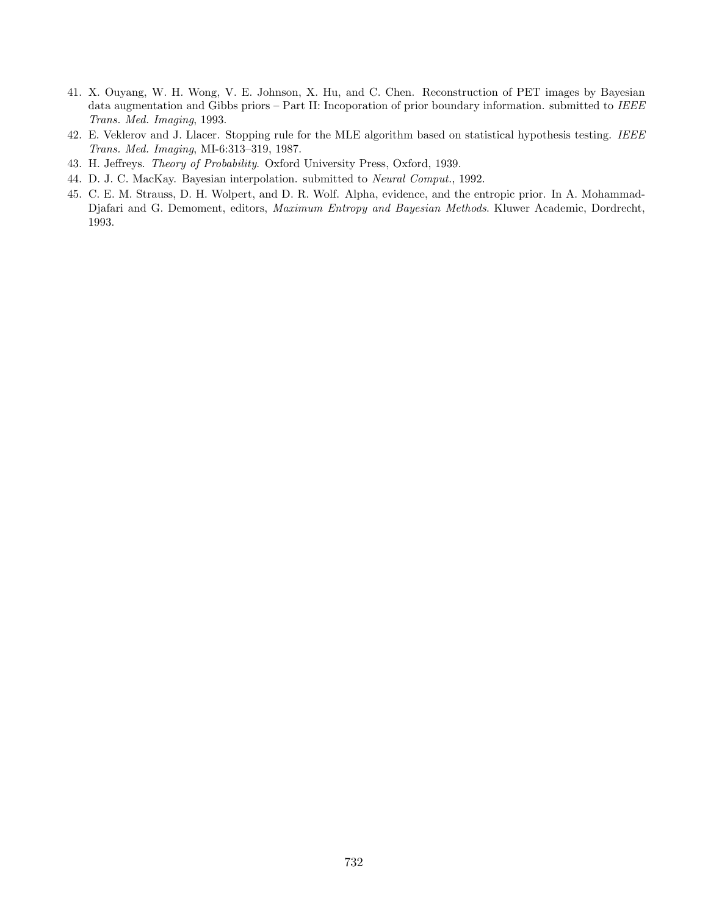41. X. Ouyang, W. H. Wong, V. E. Johnson, X. Hu, and C. Chen. Reconstruction of PET images by Bayesian data augmentation and Gibbs priors – Part II: Incoporation of prior boundary information. submitted to *IEEE Trans. Med. Imaging*, 1993.
42. E. Veklerov and J. Llacer. Stopping rule for the MLE algorithm based on statistical hypothesis testing. *IEEE Trans. Med. Imaging*, MI-6:313–319, 1987.
43. H. Jeffreys. *Theory of Probability*. Oxford University Press, Oxford, 1939.
44. D. J. C. MacKay. Bayesian interpolation. submitted to *Neural Comput.*, 1992.
45. C. E. M. Strauss, D. H. Wolpert, and D. R. Wolf. Alpha, evidence, and the entropic prior. In A. Mohammad-Djafari and G. Demoment, editors, *Maximum Entropy and Bayesian Methods*. Kluwer Academic, Dordrecht, 1993.